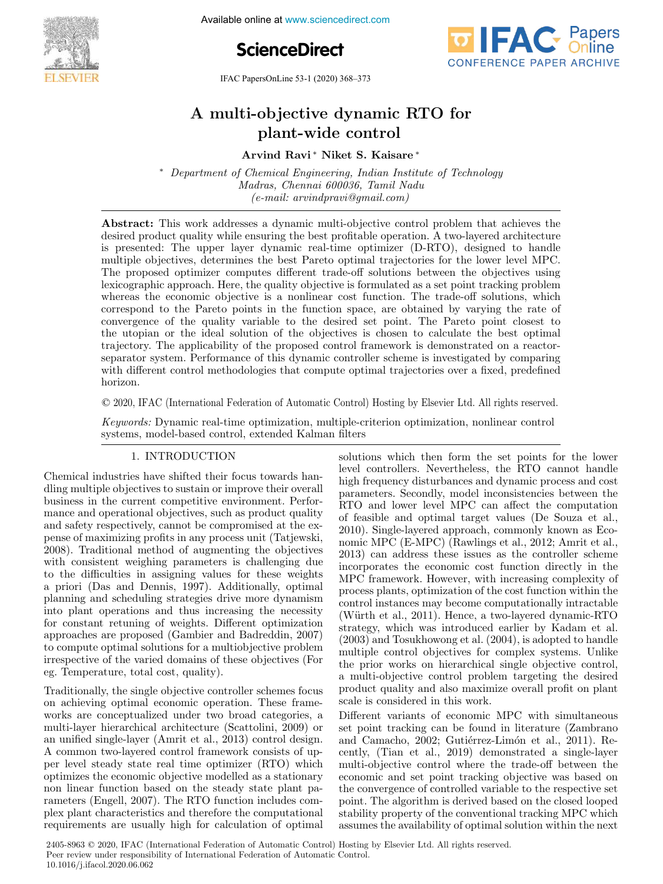# A multi-objective dynamic RTO for plant-wide control

**Arvind Ravi** [*] **Niket S. Kaisare** [*]

[*] *Department of Chemical Engineering, Indian Institute of Technology Madras, Chennai 600036, Tamil Nadu (e-mail: arvindpravi@gmail.com)*

**Abstract:** This work addresses a dynamic multi-objective control problem that achieves the desired product quality while ensuring the best profitable operation. A two-layered architecture is presented: The upper layer dynamic real-time optimizer (D-RTO), designed to handle multiple objectives, determines the best Pareto optimal trajectories for the lower level MPC. The proposed optimizer computes different trade-off solutions between the objectives using lexicographic approach. Here, the quality objective is formulated as a set point tracking problem whereas the economic objective is a nonlinear cost function. The trade-off solutions, which correspond to the Pareto points in the function space, are obtained by varying the rate of convergence of the quality variable to the desired set point. The Pareto point closest to the utopian or the ideal solution of the objectives is chosen to calculate the best optimal trajectory. The applicability of the proposed control framework is demonstrated on a reactor-separator system. Performance of this dynamic controller scheme is investigated by comparing with different control methodologies that compute optimal trajectories over a fixed, predefined horizon.

© 2020, IFAC (International Federation of Automatic Control) Hosting by Elsevier Ltd. All rights reserved.

*Keywords:* Dynamic real-time optimization, multiple-criterion optimization, nonlinear control systems, model-based control, extended Kalman filters

## 1. INTRODUCTION

Chemical industries have shifted their focus towards handling multiple objectives to sustain or improve their overall business in the current competitive environment. Performance and operational objectives, such as product quality and safety respectively, cannot be compromised at the expense of maximizing profits in any process unit (Tatjewski, 2008). Traditional method of augmenting the objectives with consistent weighing parameters is challenging due to the difficulties in assigning values for these weights a priori (Das and Dennis, 1997). Additionally, optimal planning and scheduling strategies drive more dynamism into plant operations and thus increasing the necessity for constant retuning of weights. Different optimization approaches are proposed (Gambier and Badreddin, 2007) to compute optimal solutions for a multiobjective problem irrespective of the varied domains of these objectives (For eg. Temperature, total cost, quality).

Traditionally, the single objective controller schemes focus on achieving optimal economic operation. These frameworks are conceptualized under two broad categories, a multi-layer hierarchical architecture (Scattolini, 2009) or an unified single-layer (Amrit et al., 2013) control design. A common two-layered control framework consists of upper level steady state real time optimizer (RTO) which optimizes the economic objective modelled as a stationary non linear function based on the steady state plant parameters (Engell, 2007). The RTO function includes complex plant characteristics and therefore the computational requirements are usually high for calculation of optimal solutions which then form the set points for the lower level controllers. Nevertheless, the RTO cannot handle high frequency disturbances and dynamic process and cost parameters. Secondly, model inconsistencies between the RTO and lower level MPC can affect the computation of feasible and optimal target values (De Souza et al., 2010). Single-layered approach, commonly known as Economic MPC (E-MPC) (Rawlings et al., 2012; Amrit et al., 2013) can address these issues as the controller scheme incorporates the economic cost function directly in the MPC framework. However, with increasing complexity of process plants, optimization of the cost function within the control instances may become computationally intractable (Würth et al., 2011). Hence, a two-layered dynamic-RTO strategy, which was introduced earlier by Kadam et al. (2003) and Tosukhowong et al. (2004), is adopted to handle multiple control objectives for complex systems. Unlike the prior works on hierarchical single objective control, a multi-objective control problem targeting the desired product quality and also maximize overall profit on plant scale is considered in this work.

Different variants of economic MPC with simultaneous set point tracking can be found in literature (Zambrano and Camacho, 2002; Gutiérrez-Limón et al., 2011). Recently, (Tian et al., 2019) demonstrated a single-layer multi-objective control where the trade-off between the economic and set point tracking objective was based on the convergence of controlled variable to the respective set point. The algorithm is derived based on the closed looped stability property of the conventional tracking MPC which assumes the availability of optimal solution within the next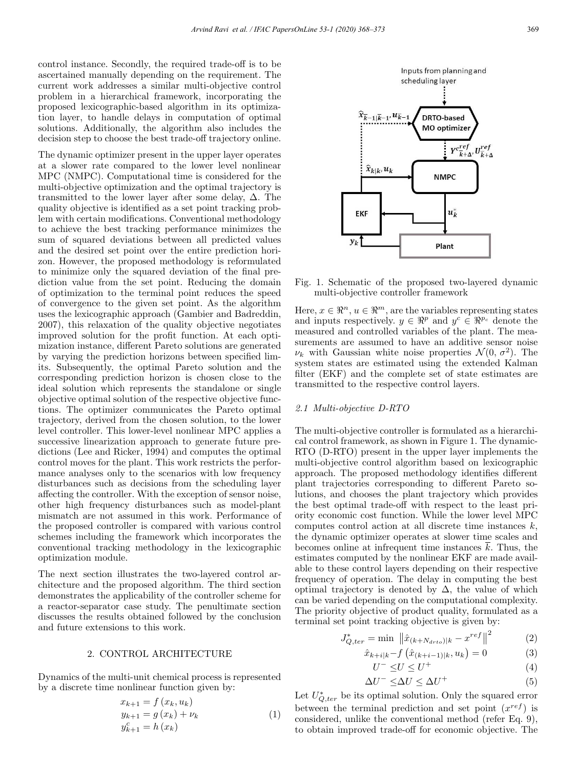control instance. Secondly, the required trade-off is to be ascertained manually depending on the requirement. The current work addresses a similar multi-objective control problem in a hierarchical framework, incorporating the proposed lexicographic-based algorithm in its optimization layer, to handle delays in computation of optimal solutions. Additionally, the algorithm also includes the decision step to choose the best trade-off trajectory online.

The dynamic optimizer present in the upper layer operates at a slower rate compared to the lower level nonlinear MPC (NMPC). Computational time is considered for the multi-objective optimization and the optimal trajectory is transmitted to the lower layer after some delay, $\Delta$. The quality objective is identified as a set point tracking problem with certain modifications. Conventional methodology to achieve the best tracking performance minimizes the sum of squared deviations between all predicted values and the desired set point over the entire prediction horizon. However, the proposed methodology is reformulated to minimize only the squared deviation of the final prediction value from the set point. Reducing the domain of optimization to the terminal point reduces the speed of convergence to the given set point. As the algorithm uses the lexicographic approach (Gambier and Badreddin, 2007), this relaxation of the quality objective negotiates improved solution for the profit function. At each optimization instance, different Pareto solutions are generated by varying the prediction horizons between specified limits. Subsequently, the optimal Pareto solution and the corresponding prediction horizon is chosen close to the ideal solution which represents the standalone or single objective optimal solution of the respective objective functions. The optimizer communicates the Pareto optimal trajectory, derived from the chosen solution, to the lower level controller. This lower-level nonlinear MPC applies a successive linearization approach to generate future predictions (Lee and Ricker, 1994) and computes the optimal control moves for the plant. This work restricts the performance analyses only to the scenarios with low frequency disturbances such as decisions from the scheduling layer affecting the controller. With the exception of sensor noise, other high frequency disturbances such as model-plant mismatch are not assumed in this work. Performance of the proposed controller is compared with various control schemes including the framework which incorporates the conventional tracking methodology in the lexicographic optimization module.

The next section illustrates the two-layered control architecture and the proposed algorithm. The third section demonstrates the applicability of the controller scheme for a reactor-separator case study. The penultimate section discusses the results obtained followed by the conclusion and future extensions to this work.

## 2. CONTROL ARCHITECTURE

Dynamics of the multi-unit chemical process is represented by a discrete time nonlinear function given by:

$$\begin{aligned} x_{k+1} &= f(x_k, u_k) \\ y_{k+1} &= g(x_k) + \nu_k \\ y^c_{k+1} &= h(x_k) \end{aligned} \tag{1}$$

Fig. 1. Schematic of the proposed two-layered dynamic multi-objective controller framework

Here, $x \in \Re^n$, $u \in \Re^m$, are the variables representing states and inputs respectively. $y \in \Re^p$ and $y^c \in \Re^{p_c}$ denote the measured and controlled variables of the plant. The measurements are assumed to have an additive sensor noise $\nu_k$ with Gaussian white noise properties $\mathcal{N}(0, \sigma^2)$. The system states are estimated using the extended Kalman filter (EKF) and the complete set of state estimates are transmitted to the respective control layers.

### *2.1 Multi-objective D-RTO*

The multi-objective controller is formulated as a hierarchical control framework, as shown in Figure 1. The dynamic-RTO (D-RTO) present in the upper layer implements the multi-objective control algorithm based on lexicographic approach. The proposed methodology identifies different plant trajectories corresponding to different Pareto solutions, and chooses the plant trajectory which provides the best optimal trade-off with respect to the least priority economic cost function. While the lower level MPC computes control action at all discrete time instances $k$, the dynamic optimizer operates at slower time scales and becomes online at infrequent time instances $\bar{k}$. Thus, the estimates computed by the nonlinear EKF are made available to these control layers depending on their respective frequency of operation. The delay in computing the best optimal trajectory is denoted by $\Delta$, the value of which can be varied depending on the computational complexity. The priority objective of product quality, formulated as a terminal set point tracking objective is given by:

$$J^*_{Q,ter} = \min \left\| \hat{x}_{(k+N_{drto})|k} - x^{ref} \right\|^2 \tag{2}$$

$$\hat{x}_{k+i|k} - f\left(\hat{x}_{(k+i-1)|k}, u_k\right) = 0 \tag{3}$$

$$U^- \leq U \leq U^+ \tag{4}$$

$$\Delta U^- \leq \Delta U \leq \Delta U^+ \tag{5}$$

Let $U^*_{Q,ter}$ be its optimal solution. Only the squared error between the terminal prediction and set point ($x^{ref}$) is considered, unlike the conventional method (refer Eq. 9), to obtain improved trade-off for economic objective. The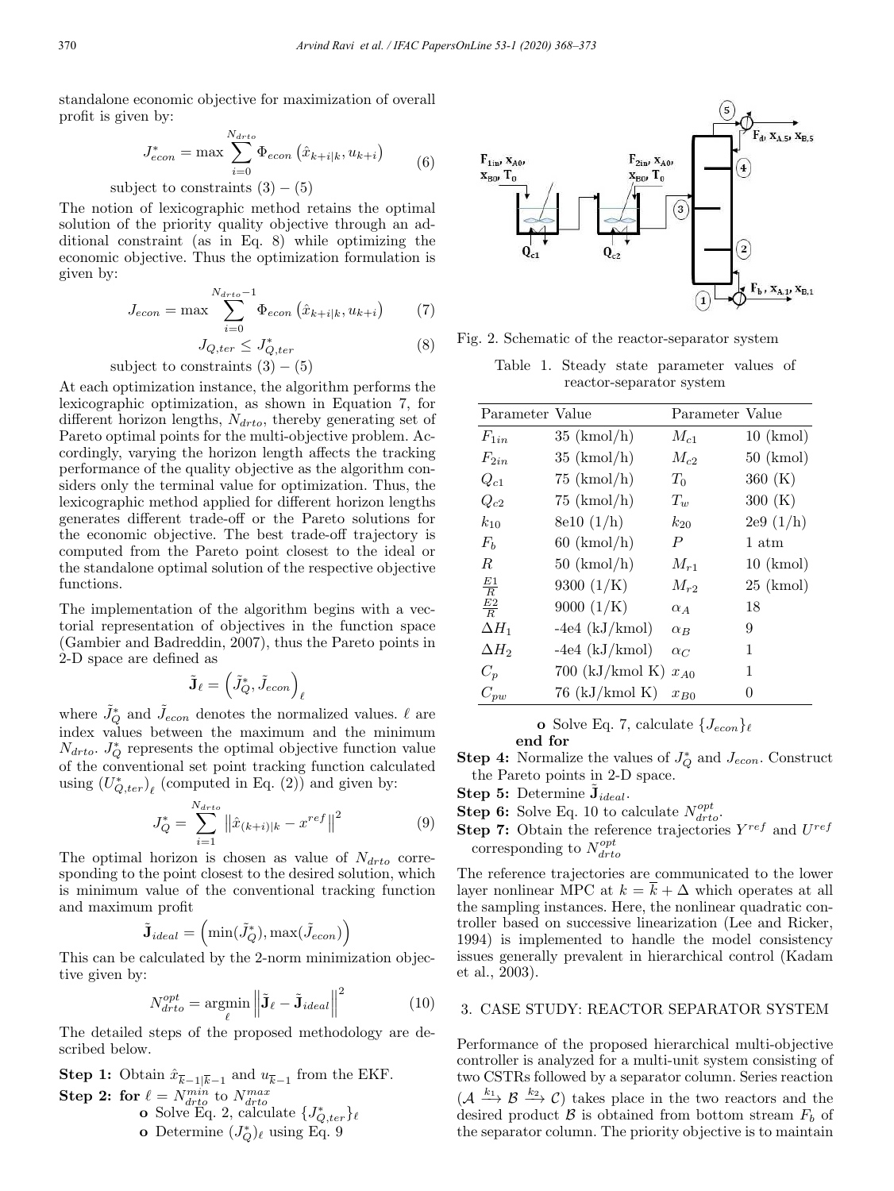standalone economic objective for maximization of overall profit is given by:

$$J_{econ}^* = \max \sum_{i=0}^{N_{drto}} \Phi_{econ}\left(\hat{x}_{k+i|k}, u_{k+i}\right) \tag{6}$$

subject to constraints $(3) - (5)$

The notion of lexicographic method retains the optimal solution of the priority quality objective through an additional constraint (as in Eq. 8) while optimizing the economic objective. Thus the optimization formulation is given by:

$$J_{econ} = \max \sum_{i=0}^{N_{drto}-1} \Phi_{econ}\left(\hat{x}_{k+i|k}, u_{k+i}\right) \tag{7}$$

$$J_{Q,ter} \leq J_{Q,ter}^* \tag{8}$$

subject to constraints $(3) - (5)$

At each optimization instance, the algorithm performs the lexicographic optimization, as shown in Equation 7, for different horizon lengths, $N_{drto}$, thereby generating set of Pareto optimal points for the multi-objective problem. Accordingly, varying the horizon length affects the tracking performance of the quality objective as the algorithm considers only the terminal value for optimization. Thus, the lexicographic method applied for different horizon lengths generates different trade-off or the Pareto solutions for the economic objective. The best trade-off trajectory is computed from the Pareto point closest to the ideal or the standalone optimal solution of the respective objective functions.

The implementation of the algorithm begins with a vectorial representation of objectives in the function space (Gambier and Badreddin, 2007), thus the Pareto points in 2-D space are defined as

$$\tilde{\mathbf{J}}_\ell = \left(\tilde{J}_Q^*, \tilde{J}_{econ}\right)_\ell$$

where $\tilde{J}_Q^*$ and $\tilde{J}_{econ}$ denotes the normalized values. $\ell$ are index values between the maximum and the minimum $N_{drto}$. $J_Q^*$ represents the optimal objective function value of the conventional set point tracking function calculated using $(U_{Q,ter}^*)_\ell$ (computed in Eq. (2)) and given by:

$$J_Q^* = \sum_{i=1}^{N_{drto}} \left\|\hat{x}_{(k+i)|k} - x^{ref}\right\|^2 \tag{9}$$

The optimal horizon is chosen as value of $N_{drto}$ corresponding to the point closest to the desired solution, which is minimum value of the conventional tracking function and maximum profit

$$\tilde{\mathbf{J}}_{ideal} = \left(\min(\tilde{J}_Q^*), \max(\tilde{J}_{econ})\right)$$

This can be calculated by the 2-norm minimization objective given by:

$$N_{drto}^{opt} = \underset{\ell}{\operatorname{argmin}} \left\|\tilde{\mathbf{J}}_\ell - \tilde{\mathbf{J}}_{ideal}\right\|^2 \tag{10}$$

The detailed steps of the proposed methodology are described below.

**Step 1:** Obtain $\hat{x}_{\overline{k}-1|\overline{k}-1}$ and $u_{\overline{k}-1}$ from the EKF.

**Step 2:** **for** $\ell = N_{drto}^{min}$ to $N_{drto}^{max}$
- **o** Solve Eq. 2, calculate $\{J_{Q,ter}^*\}_\ell$
- **o** Determine $(J_Q^*)_\ell$ using Eq. 9
- **o** Solve Eq. 7, calculate $\{J_{econ}\}_\ell$

**end for**

**Step 4:** Normalize the values of $J_Q^*$ and $J_{econ}$. Construct the Pareto points in 2-D space.

**Step 5:** Determine $\tilde{\mathbf{J}}_{ideal}$.

**Step 6:** Solve Eq. 10 to calculate $N_{drto}^{opt}$.

**Step 7:** Obtain the reference trajectories $Y^{ref}$ and $U^{ref}$ corresponding to $N_{drto}^{opt}$

The reference trajectories are communicated to the lower layer nonlinear MPC at $k = \overline{k} + \Delta$ which operates at all the sampling instances. Here, the nonlinear quadratic controller based on successive linearization (Lee and Ricker, 1994) is implemented to handle the model consistency issues generally prevalent in hierarchical control (Kadam et al., 2003).

Fig. 2. Schematic of the reactor-separator system

Table 1. Steady state parameter values of reactor-separator system

| Parameter | Value | Parameter | Value |
|---|---|---|---|
| $F_{1in}$ | 35 (kmol/h) | $M_{c1}$ | 10 (kmol) |
| $F_{2in}$ | 35 (kmol/h) | $M_{c2}$ | 50 (kmol) |
| $Q_{c1}$ | 75 (kmol/h) | $T_0$ | 360 (K) |
| $Q_{c2}$ | 75 (kmol/h) | $T_w$ | 300 (K) |
| $k_{10}$ | 8e10 (1/h) | $k_{20}$ | 2e9 (1/h) |
| $F_b$ | 60 (kmol/h) | $P$ | 1 atm |
| $R$ | 50 (kmol/h) | $M_{r1}$ | 10 (kmol) |
| $\frac{E1}{R}$ | 9300 (1/K) | $M_{r2}$ | 25 (kmol) |
| $\frac{E2}{R}$ | 9000 (1/K) | $\alpha_A$ | 18 |
| $\Delta H_1$ | -4e4 (kJ/kmol) | $\alpha_B$ | 9 |
| $\Delta H_2$ | -4e4 (kJ/kmol) | $\alpha_C$ | 1 |
| $C_p$ | 700 (kJ/kmol K) | $x_{A0}$ | 1 |
| $C_{pw}$ | 76 (kJ/kmol K) | $x_{B0}$ | 0 |

## 3. CASE STUDY: REACTOR SEPARATOR SYSTEM

Performance of the proposed hierarchical multi-objective controller is analyzed for a multi-unit system consisting of two CSTRs followed by a separator column. Series reaction ($\mathcal{A} \xrightarrow{k_1} \mathcal{B} \xrightarrow{k_2} \mathcal{C}$) takes place in the two reactors and the desired product $\mathcal{B}$ is obtained from bottom stream $F_b$ of the separator column. The priority objective is to maintain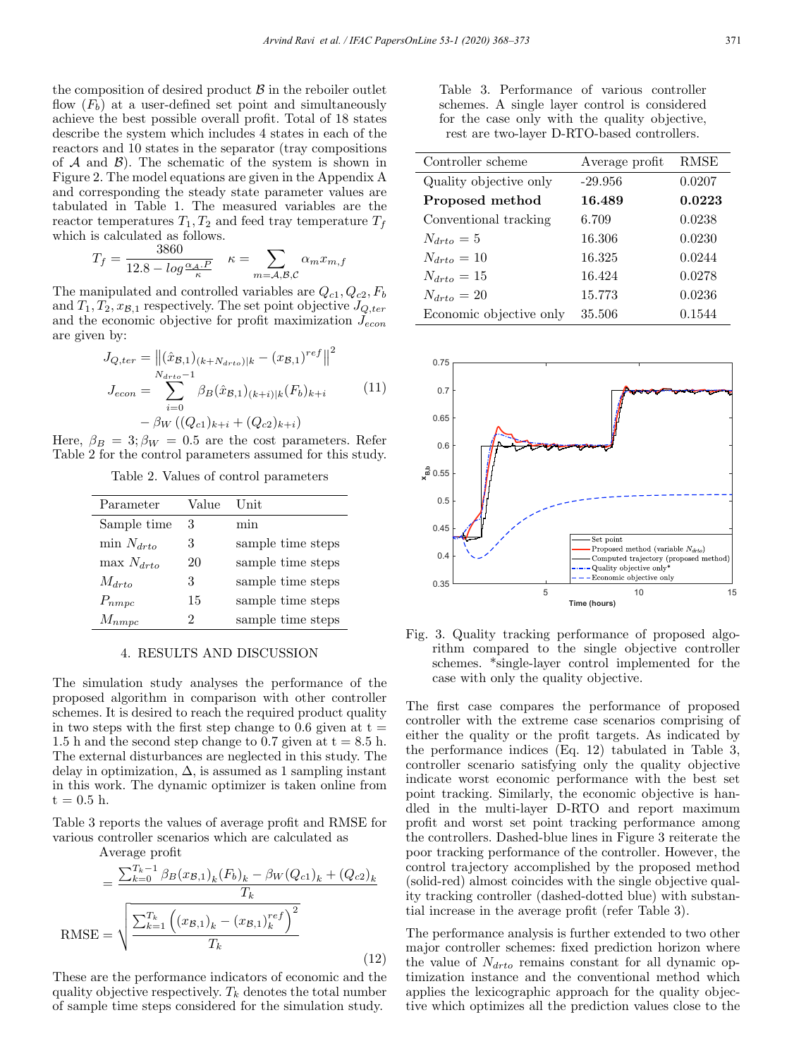the composition of desired product $\mathcal{B}$ in the reboiler outlet flow ($F_b$) at a user-defined set point and simultaneously achieve the best possible overall profit. Total of 18 states describe the system which includes 4 states in each of the reactors and 10 states in the separator (tray compositions of $\mathcal{A}$ and $\mathcal{B}$). The schematic of the system is shown in Figure 2. The model equations are given in the Appendix A and corresponding the steady state parameter values are tabulated in Table 1. The measured variables are the reactor temperatures $T_1, T_2$ and feed tray temperature $T_f$ which is calculated as follows.

$$T_f = \frac{3860}{12.8 - log\frac{\alpha_{\mathcal{A}}.P}{\kappa}} \quad \kappa = \sum_{m=\mathcal{A},\mathcal{B},\mathcal{C}} \alpha_m x_{m,f}$$

The manipulated and controlled variables are $Q_{c1}, Q_{c2}, F_b$ and $T_1, T_2, x_{\mathcal{B},1}$ respectively. The set point objective $J_{Q,ter}$ and the economic objective for profit maximization $J_{econ}$ are given by:

$$\begin{aligned} J_{Q,ter} &= \left\|(\hat{x}_{\mathcal{B},1})_{(k+N_{drto})|k} - (x_{\mathcal{B},1})^{ref}\right\|^2 \\ J_{econ} &= \sum_{i=0}^{N_{drto}-1} \beta_B (\hat{x}_{\mathcal{B},1})_{(k+i)|k}(F_b)_{k+i} \\ &\quad - \beta_W \left((Q_{c1})_{k+i} + (Q_{c2})_{k+i}\right) \end{aligned} \tag{11}$$

Here, $\beta_B = 3; \beta_W = 0.5$ are the cost parameters. Refer Table 2 for the control parameters assumed for this study.

Table 2. Values of control parameters

| Parameter | Value | Unit |
|---|---|---|
| Sample time | 3 | min |
| min $N_{drto}$ | 3 | sample time steps |
| max $N_{drto}$ | 20 | sample time steps |
| $M_{drto}$ | 3 | sample time steps |
| $P_{nmpc}$ | 15 | sample time steps |
| $M_{nmpc}$ | 2 | sample time steps |

## 4. RESULTS AND DISCUSSION

The simulation study analyses the performance of the proposed algorithm in comparison with other controller schemes. It is desired to reach the required product quality in two steps with the first step change to 0.6 given at t = 1.5 h and the second step change to 0.7 given at t = 8.5 h. The external disturbances are neglected in this study. The delay in optimization, $\Delta$, is assumed as 1 sampling instant in this work. The dynamic optimizer is taken online from t = 0.5 h.

Table 3 reports the values of average profit and RMSE for various controller scenarios which are calculated as

$$\text{Average profit} = \frac{\sum_{k=0}^{T_k-1} \beta_B (x_{\mathcal{B},1})_k (F_b)_k - \beta_W (Q_{c1})_k + (Q_{c2})_k}{T_k}$$

$$\text{RMSE} = \sqrt{\frac{\sum_{k=1}^{T_k}\left((x_{\mathcal{B},1})_k - (x_{\mathcal{B},1})_k^{ref}\right)^2}{T_k}} \tag{12}$$

These are the performance indicators of economic and the quality objective respectively. $T_k$ denotes the total number of sample time steps considered for the simulation study.

Table 3. Performance of various controller schemes. A single layer control is considered for the case only with the quality objective, rest are two-layer D-RTO-based controllers.

| Controller scheme | Average profit | RMSE |
|---|---|---|
| Quality objective only | -29.956 | 0.0207 |
| **Proposed method** | **16.489** | **0.0223** |
| Conventional tracking | 6.709 | 0.0238 |
| $N_{drto} = 5$ | 16.306 | 0.0230 |
| $N_{drto} = 10$ | 16.325 | 0.0244 |
| $N_{drto} = 15$ | 16.424 | 0.0278 |
| $N_{drto} = 20$ | 15.773 | 0.0236 |
| Economic objective only | 35.506 | 0.1544 |

Fig. 3. Quality tracking performance of proposed algorithm compared to the single objective controller schemes. *single-layer control implemented for the case with only the quality objective.

The first case compares the performance of proposed controller with the extreme case scenarios comprising of either the quality or the profit targets. As indicated by the performance indices (Eq. 12) tabulated in Table 3, controller scenario satisfying only the quality objective indicate worst economic performance with the best set point tracking. Similarly, the economic objective is handled in the multi-layer D-RTO and report maximum profit and worst set point tracking performance among the controllers. Dashed-blue lines in Figure 3 reiterate the poor tracking performance of the controller. However, the control trajectory accomplished by the proposed method (solid-red) almost coincides with the single objective quality tracking controller (dashed-dotted blue) with substantial increase in the average profit (refer Table 3).

The performance analysis is further extended to two other major controller schemes: fixed prediction horizon where the value of $N_{drto}$ remains constant for all dynamic optimization instance and the conventional method which applies the lexicographic approach for the quality objective which optimizes all the prediction values close to the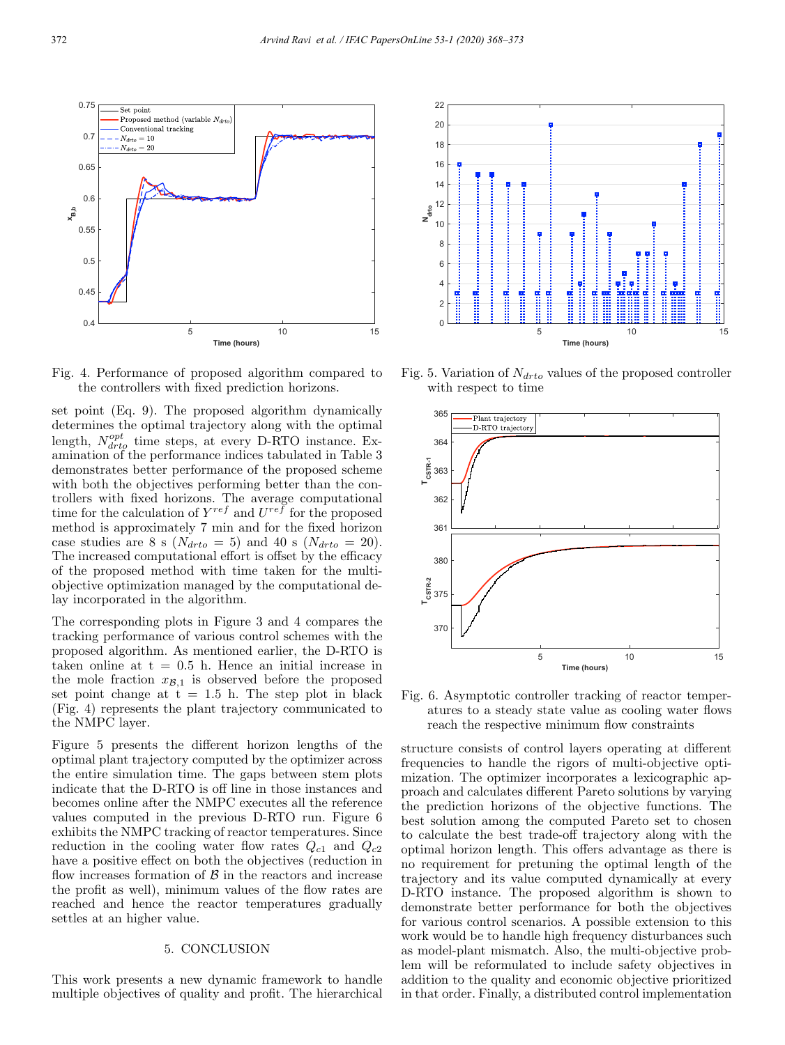Fig. 4. Performance of proposed algorithm compared to the controllers with fixed prediction horizons.

Fig. 5. Variation of $N_{drto}$ values of the proposed controller with respect to time

set point (Eq. 9). The proposed algorithm dynamically determines the optimal trajectory along with the optimal length, $N_{drto}^{opt}$ time steps, at every D-RTO instance. Examination of the performance indices tabulated in Table 3 demonstrates better performance of the proposed scheme with both the objectives performing better than the controllers with fixed horizons. The average computational time for the calculation of $Y^{ref}$ and $U^{ref}$ for the proposed method is approximately 7 min and for the fixed horizon case studies are 8 s ($N_{drto} = 5$) and 40 s ($N_{drto} = 20$). The increased computational effort is offset by the efficacy of the proposed method with time taken for the multi-objective optimization managed by the computational delay incorporated in the algorithm.

The corresponding plots in Figure 3 and 4 compares the tracking performance of various control schemes with the proposed algorithm. As mentioned earlier, the D-RTO is taken online at t = 0.5 h. Hence an initial increase in the mole fraction $x_{\mathcal{B},1}$ is observed before the proposed set point change at t = 1.5 h. The step plot in black (Fig. 4) represents the plant trajectory communicated to the NMPC layer.

Figure 5 presents the different horizon lengths of the optimal plant trajectory computed by the optimizer across the entire simulation time. The gaps between stem plots indicate that the D-RTO is off line in those instances and becomes online after the NMPC executes all the reference values computed in the previous D-RTO run. Figure 6 exhibits the NMPC tracking of reactor temperatures. Since reduction in the cooling water flow rates $Q_{c1}$ and $Q_{c2}$ have a positive effect on both the objectives (reduction in flow increases formation of $\mathcal{B}$ in the reactors and increase the profit as well), minimum values of the flow rates are reached and hence the reactor temperatures gradually settles at an higher value.

Fig. 6. Asymptotic controller tracking of reactor temperatures to a steady state value as cooling water flows reach the respective minimum flow constraints

## 5. CONCLUSION

This work presents a new dynamic framework to handle multiple objectives of quality and profit. The hierarchical structure consists of control layers operating at different frequencies to handle the rigors of multi-objective optimization. The optimizer incorporates a lexicographic approach and calculates different Pareto solutions by varying the prediction horizons of the objective functions. The best solution among the computed Pareto set to chosen to calculate the best trade-off trajectory along with the optimal horizon length. This offers advantage as there is no requirement for pretuning the optimal length of the trajectory and its value computed dynamically at every D-RTO instance. The proposed algorithm is shown to demonstrate better performance for both the objectives for various control scenarios. A possible extension to this work would be to handle high frequency disturbances such as model-plant mismatch. Also, the multi-objective problem will be reformulated to include safety objectives in addition to the quality and economic objective prioritized in that order. Finally, a distributed control implementation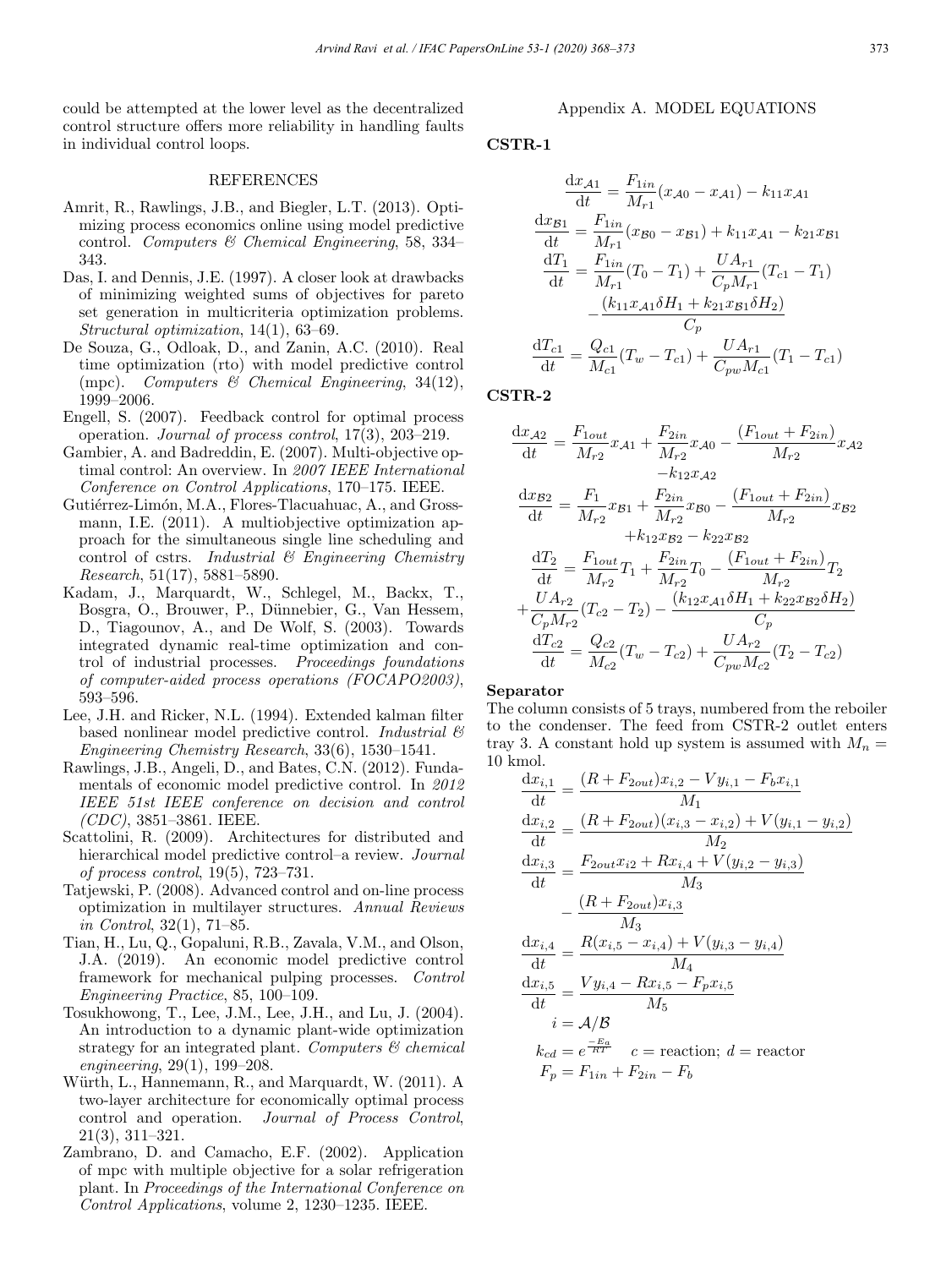could be attempted at the lower level as the decentralized control structure offers more reliability in handling faults in individual control loops.

## REFERENCES

Amrit, R., Rawlings, J.B., and Biegler, L.T. (2013). Optimizing process economics online using model predictive control. *Computers & Chemical Engineering*, 58, 334–343.

Das, I. and Dennis, J.E. (1997). A closer look at drawbacks of minimizing weighted sums of objectives for pareto set generation in multicriteria optimization problems. *Structural optimization*, 14(1), 63–69.

De Souza, G., Odloak, D., and Zanin, A.C. (2010). Real time optimization (rto) with model predictive control (mpc). *Computers & Chemical Engineering*, 34(12), 1999–2006.

Engell, S. (2007). Feedback control for optimal process operation. *Journal of process control*, 17(3), 203–219.

Gambier, A. and Badreddin, E. (2007). Multi-objective optimal control: An overview. In *2007 IEEE International Conference on Control Applications*, 170–175. IEEE.

Gutiérrez-Limón, M.A., Flores-Tlacuahuac, A., and Grossmann, I.E. (2011). A multiobjective optimization approach for the simultaneous single line scheduling and control of cstrs. *Industrial & Engineering Chemistry Research*, 51(17), 5881–5890.

Kadam, J., Marquardt, W., Schlegel, M., Backx, T., Bosgra, O., Brouwer, P., Dünnebier, G., Van Hessem, D., Tiagounov, A., and De Wolf, S. (2003). Towards integrated dynamic real-time optimization and control of industrial processes. *Proceedings foundations of computer-aided process operations (FOCAPO2003)*, 593–596.

Lee, J.H. and Ricker, N.L. (1994). Extended kalman filter based nonlinear model predictive control. *Industrial & Engineering Chemistry Research*, 33(6), 1530–1541.

Rawlings, J.B., Angeli, D., and Bates, C.N. (2012). Fundamentals of economic model predictive control. In *2012 IEEE 51st IEEE conference on decision and control (CDC)*, 3851–3861. IEEE.

Scattolini, R. (2009). Architectures for distributed and hierarchical model predictive control–a review. *Journal of process control*, 19(5), 723–731.

Tatjewski, P. (2008). Advanced control and on-line process optimization in multilayer structures. *Annual Reviews in Control*, 32(1), 71–85.

Tian, H., Lu, Q., Gopaluni, R.B., Zavala, V.M., and Olson, J.A. (2019). An economic model predictive control framework for mechanical pulping processes. *Control Engineering Practice*, 85, 100–109.

Tosukhowong, T., Lee, J.M., Lee, J.H., and Lu, J. (2004). An introduction to a dynamic plant-wide optimization strategy for an integrated plant. *Computers & chemical engineering*, 29(1), 199–208.

Würth, L., Hannemann, R., and Marquardt, W. (2011). A two-layer architecture for economically optimal process control and operation. *Journal of Process Control*, 21(3), 311–321.

Zambrano, D. and Camacho, E.F. (2002). Application of mpc with multiple objective for a solar refrigeration plant. In *Proceedings of the International Conference on Control Applications*, volume 2, 1230–1235. IEEE.

## Appendix A. MODEL EQUATIONS

**CSTR-1**

$$\frac{\mathrm{d}x_{\mathcal{A}1}}{\mathrm{d}t} = \frac{F_{1in}}{M_{r1}}(x_{\mathcal{A}0} - x_{\mathcal{A}1}) - k_{11}x_{\mathcal{A}1}$$

$$\frac{\mathrm{d}x_{\mathcal{B}1}}{\mathrm{d}t} = \frac{F_{1in}}{M_{r1}}(x_{\mathcal{B}0} - x_{\mathcal{B}1}) + k_{11}x_{\mathcal{A}1} - k_{21}x_{\mathcal{B}1}$$

$$\frac{\mathrm{d}T_1}{\mathrm{d}t} = \frac{F_{1in}}{M_{r1}}(T_0 - T_1) + \frac{UA_{r1}}{C_p M_{r1}}(T_{c1} - T_1) - \frac{(k_{11}x_{\mathcal{A}1}\delta H_1 + k_{21}x_{\mathcal{B}1}\delta H_2)}{C_p}$$

$$\frac{\mathrm{d}T_{c1}}{\mathrm{d}t} = \frac{Q_{c1}}{M_{c1}}(T_w - T_{c1}) + \frac{UA_{r1}}{C_{pw}M_{c1}}(T_1 - T_{c1})$$

**CSTR-2**

$$\frac{\mathrm{d}x_{\mathcal{A}2}}{\mathrm{d}t} = \frac{F_{1out}}{M_{r2}}x_{\mathcal{A}1} + \frac{F_{2in}}{M_{r2}}x_{\mathcal{A}0} - \frac{(F_{1out} + F_{2in})}{M_{r2}}x_{\mathcal{A}2} - k_{12}x_{\mathcal{A}2}$$

$$\frac{\mathrm{d}x_{\mathcal{B}2}}{\mathrm{d}t} = \frac{F_1}{M_{r2}}x_{\mathcal{B}1} + \frac{F_{2in}}{M_{r2}}x_{\mathcal{B}0} - \frac{(F_{1out} + F_{2in})}{M_{r2}}x_{\mathcal{B}2} + k_{12}x_{\mathcal{B}2} - k_{22}x_{\mathcal{B}2}$$

$$\frac{\mathrm{d}T_2}{\mathrm{d}t} = \frac{F_{1out}}{M_{r2}}T_1 + \frac{F_{2in}}{M_{r2}}T_0 - \frac{(F_{1out} + F_{2in})}{M_{r2}}T_2 + \frac{UA_{r2}}{C_p M_{r2}}(T_{c2} - T_2) - \frac{(k_{12}x_{\mathcal{A}1}\delta H_1 + k_{22}x_{\mathcal{B}2}\delta H_2)}{C_p}$$

$$\frac{\mathrm{d}T_{c2}}{\mathrm{d}t} = \frac{Q_{c2}}{M_{c2}}(T_w - T_{c2}) + \frac{UA_{r2}}{C_{pw}M_{c2}}(T_2 - T_{c2})$$

**Separator**

The column consists of 5 trays, numbered from the reboiler to the condenser. The feed from CSTR-2 outlet enters tray 3. A constant hold up system is assumed with $M_n =$ 10 kmol.

$$\frac{\mathrm{d}x_{i,1}}{\mathrm{d}t} = \frac{(R + F_{2out})x_{i,2} - Vy_{i,1} - F_b x_{i,1}}{M_1}$$

$$\frac{\mathrm{d}x_{i,2}}{\mathrm{d}t} = \frac{(R + F_{2out})(x_{i,3} - x_{i,2}) + V(y_{i,1} - y_{i,2})}{M_2}$$

$$\frac{\mathrm{d}x_{i,3}}{\mathrm{d}t} = \frac{F_{2out}x_{i2} + Rx_{i,4} + V(y_{i,2} - y_{i,3})}{M_3} - \frac{(R + F_{2out})x_{i,3}}{M_3}$$

$$\frac{\mathrm{d}x_{i,4}}{\mathrm{d}t} = \frac{R(x_{i,5} - x_{i,4}) + V(y_{i,3} - y_{i,4})}{M_4}$$

$$\frac{\mathrm{d}x_{i,5}}{\mathrm{d}t} = \frac{Vy_{i,4} - Rx_{i,5} - F_p x_{i,5}}{M_5}$$

$$i = \mathcal{A}/\mathcal{B}$$

$$k_{cd} = e^{\frac{-E_a}{RT}} \quad c = \text{reaction};\ d = \text{reactor}$$

$$F_p = F_{1in} + F_{2in} - F_b$$